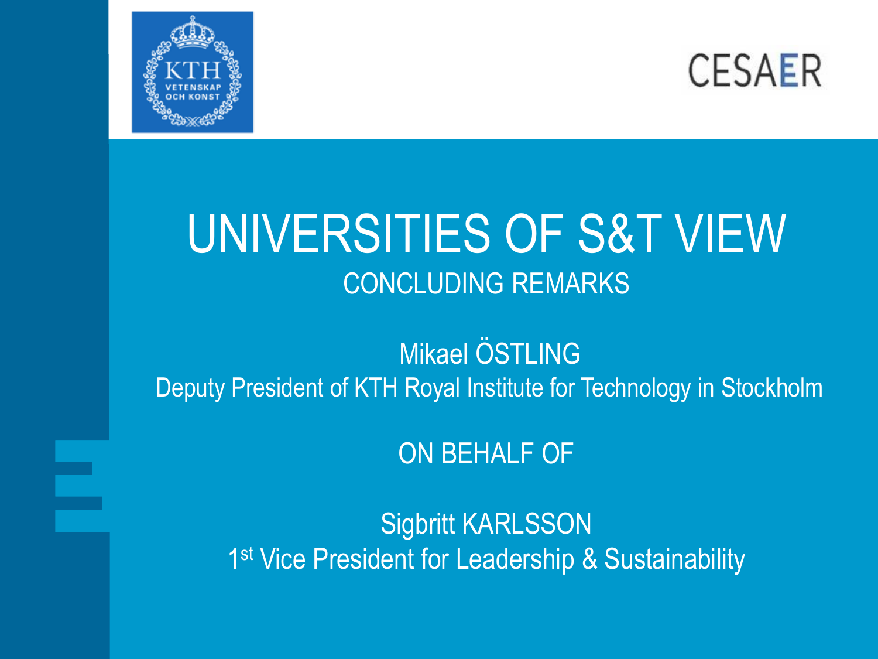KTH VETENSKAP OCH KONST

CESAER

# UNIVERSITIES OF S&T VIEW

## CONCLUDING REMARKS

Mikael ÖSTLING

Deputy President of KTH Royal Institute for Technology in Stockholm

ON BEHALF OF

Sigbritt KARLSSON

1st Vice President for Leadership & Sustainability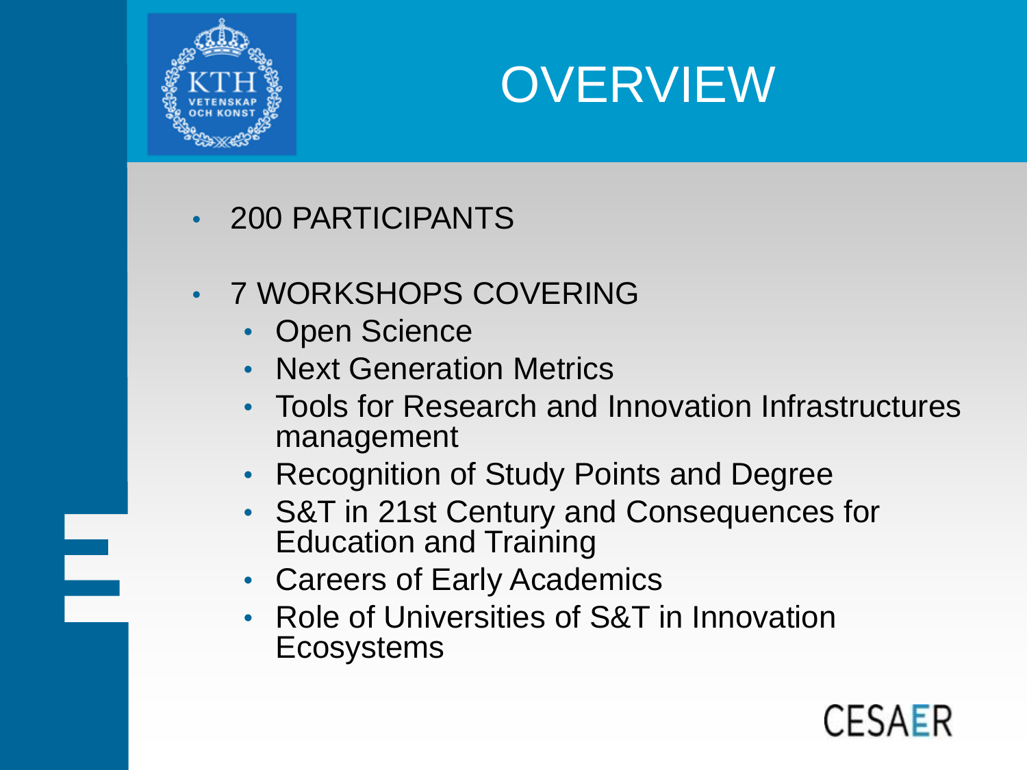# OVERVIEW

- 200 PARTICIPANTS
- 7 WORKSHOPS COVERING
  - Open Science
  - Next Generation Metrics
  - Tools for Research and Innovation Infrastructures management
  - Recognition of Study Points and Degree
  - S&T in 21st Century and Consequences for Education and Training
  - Careers of Early Academics
  - Role of Universities of S&T in Innovation Ecosystems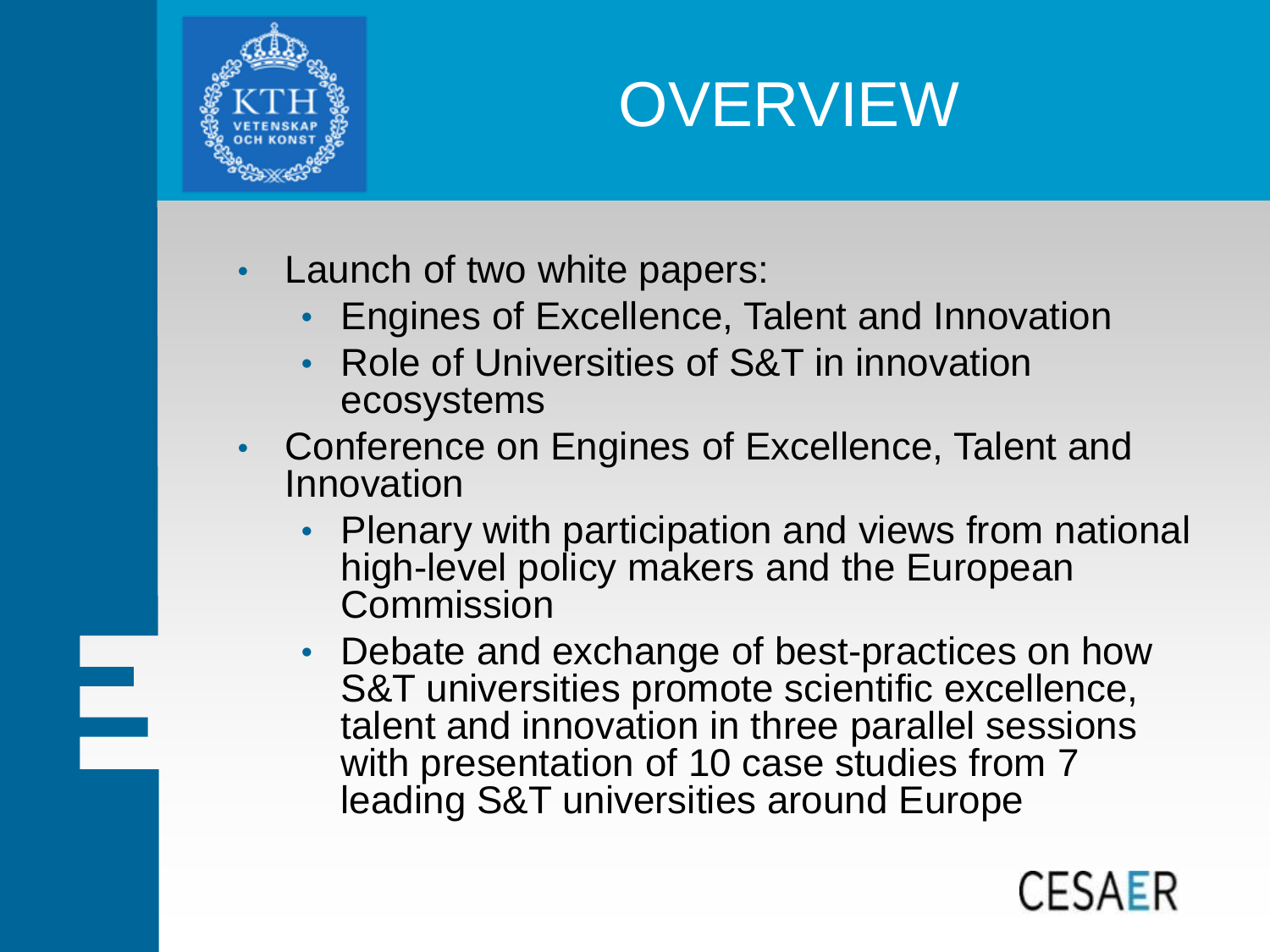# OVERVIEW

- Launch of two white papers:
  - Engines of Excellence, Talent and Innovation
  - Role of Universities of S&T in innovation ecosystems
- Conference on Engines of Excellence, Talent and Innovation
  - Plenary with participation and views from national high-level policy makers and the European Commission
  - Debate and exchange of best-practices on how S&T universities promote scientific excellence, talent and innovation in three parallel sessions with presentation of 10 case studies from 7 leading S&T universities around Europe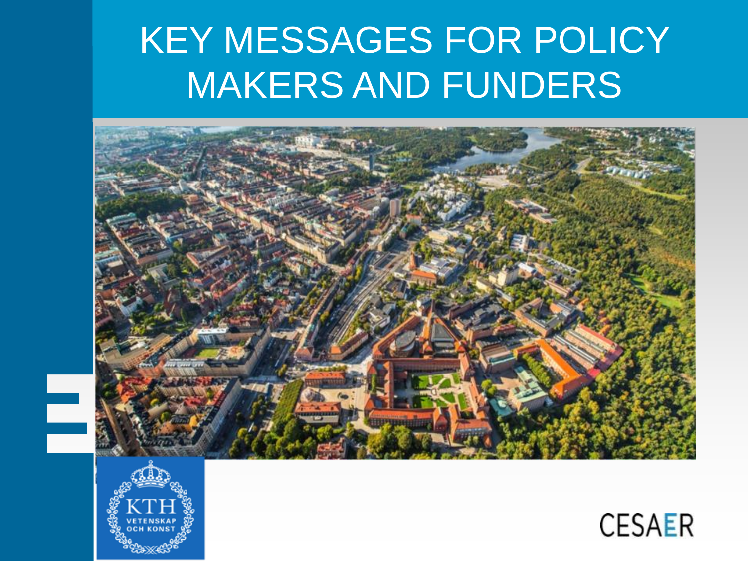# KEY MESSAGES FOR POLICY MAKERS AND FUNDERS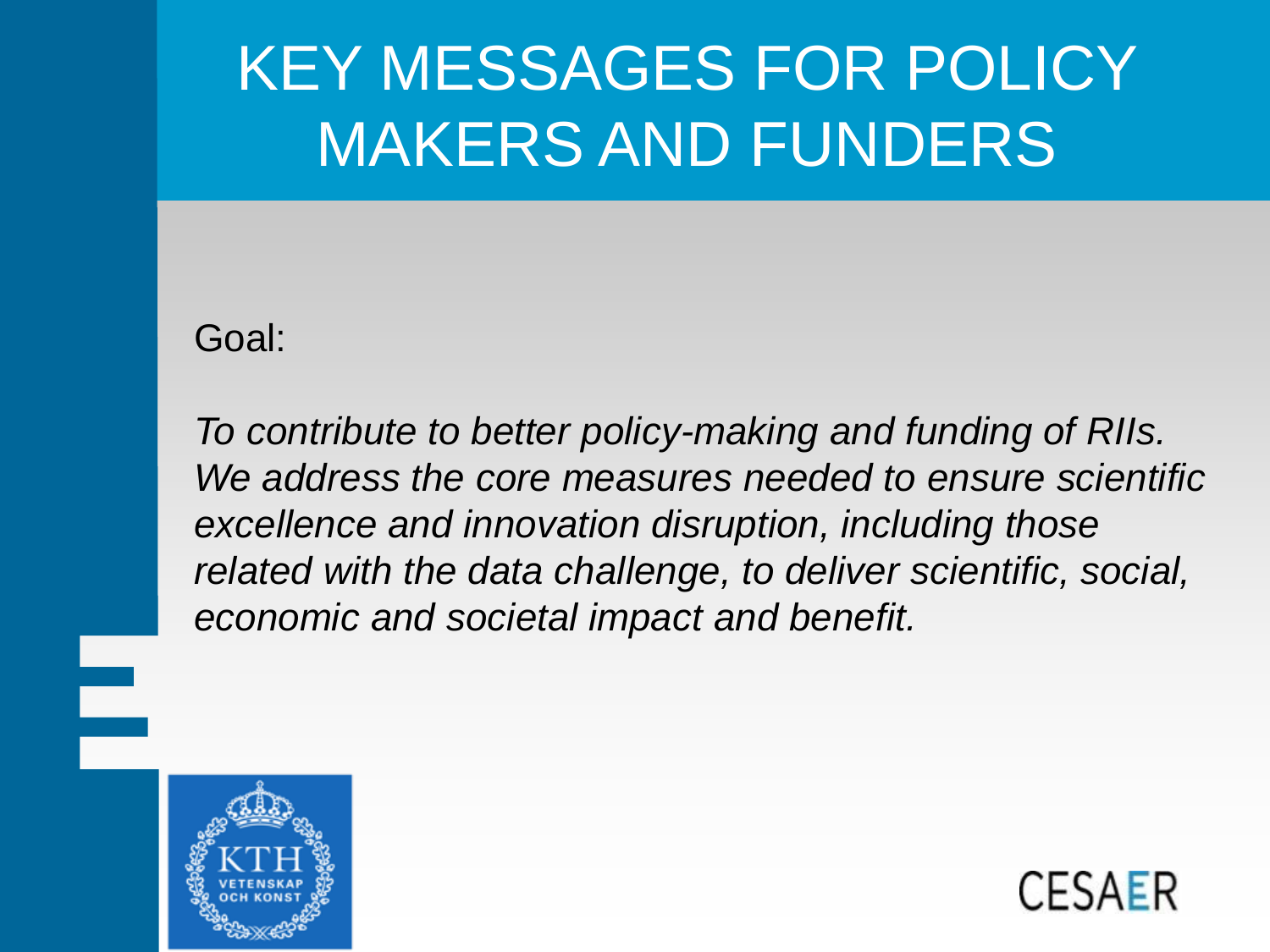# KEY MESSAGES FOR POLICY MAKERS AND FUNDERS

Goal:

*To contribute to better policy-making and funding of RIIs. We address the core measures needed to ensure scientific excellence and innovation disruption, including those related with the data challenge, to deliver scientific, social, economic and societal impact and benefit.*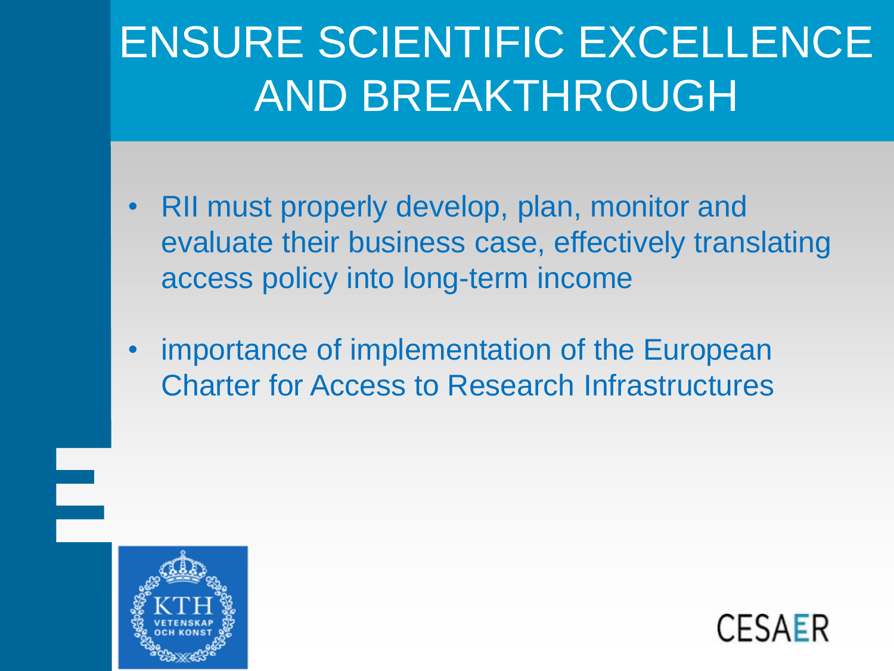# ENSURE SCIENTIFIC EXCELLENCE AND BREAKTHROUGH

- RII must properly develop, plan, monitor and evaluate their business case, effectively translating access policy into long-term income
- importance of implementation of the European Charter for Access to Research Infrastructures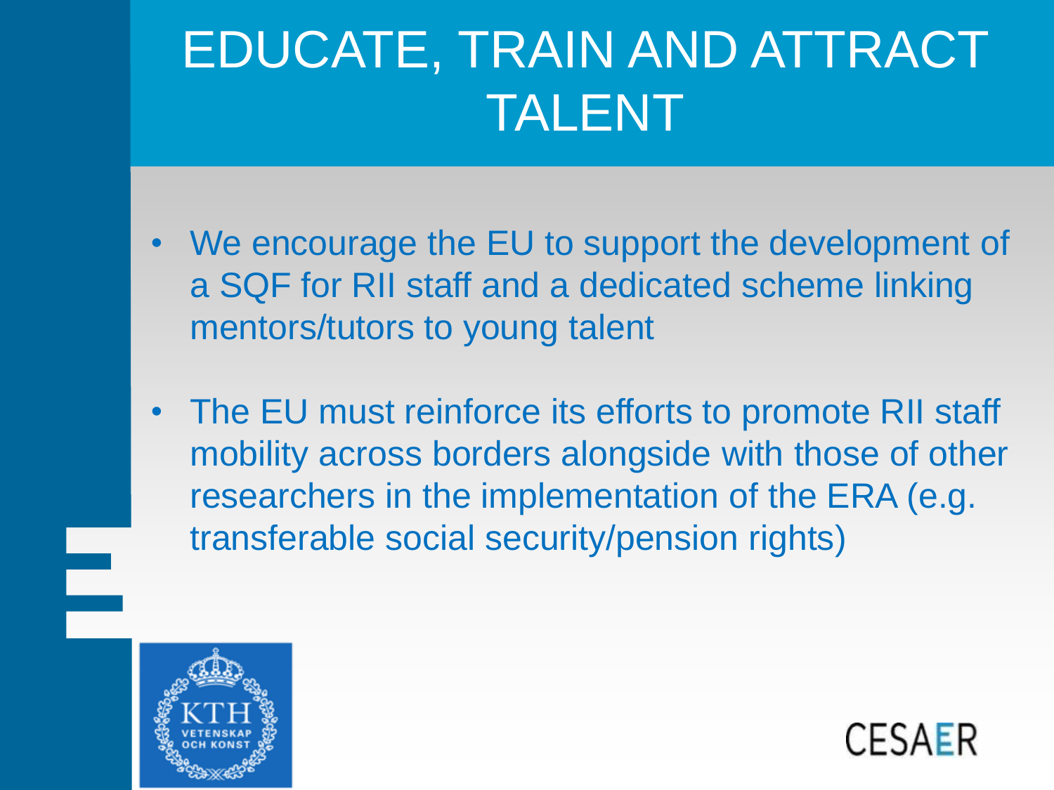# EDUCATE, TRAIN AND ATTRACT TALENT

- We encourage the EU to support the development of a SQF for RII staff and a dedicated scheme linking mentors/tutors to young talent
- The EU must reinforce its efforts to promote RII staff mobility across borders alongside with those of other researchers in the implementation of the ERA (e.g. transferable social security/pension rights)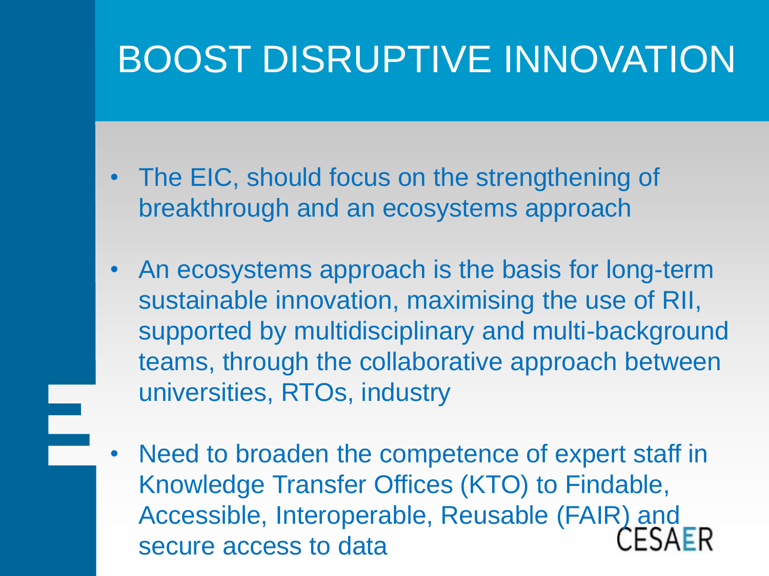# BOOST DISRUPTIVE INNOVATION

- The EIC, should focus on the strengthening of breakthrough and an ecosystems approach
- An ecosystems approach is the basis for long-term sustainable innovation, maximising the use of RII, supported by multidisciplinary and multi-background teams, through the collaborative approach between universities, RTOs, industry
- Need to broaden the competence of expert staff in Knowledge Transfer Offices (KTO) to Findable, Accessible, Interoperable, Reusable (FAIR) and secure access to data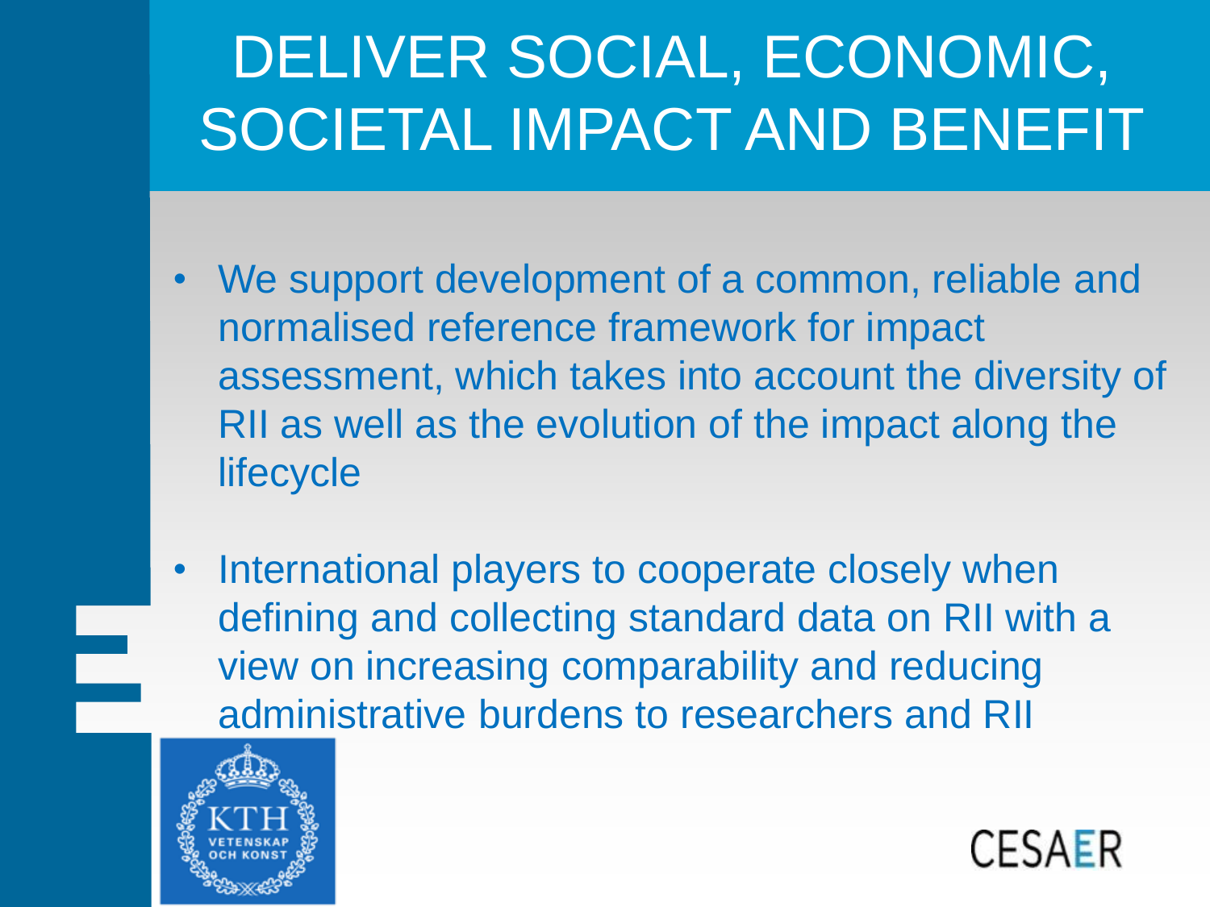# DELIVER SOCIAL, ECONOMIC, SOCIETAL IMPACT AND BENEFIT

- We support development of a common, reliable and normalised reference framework for impact assessment, which takes into account the diversity of RII as well as the evolution of the impact along the lifecycle
- International players to cooperate closely when defining and collecting standard data on RII with a view on increasing comparability and reducing administrative burdens to researchers and RII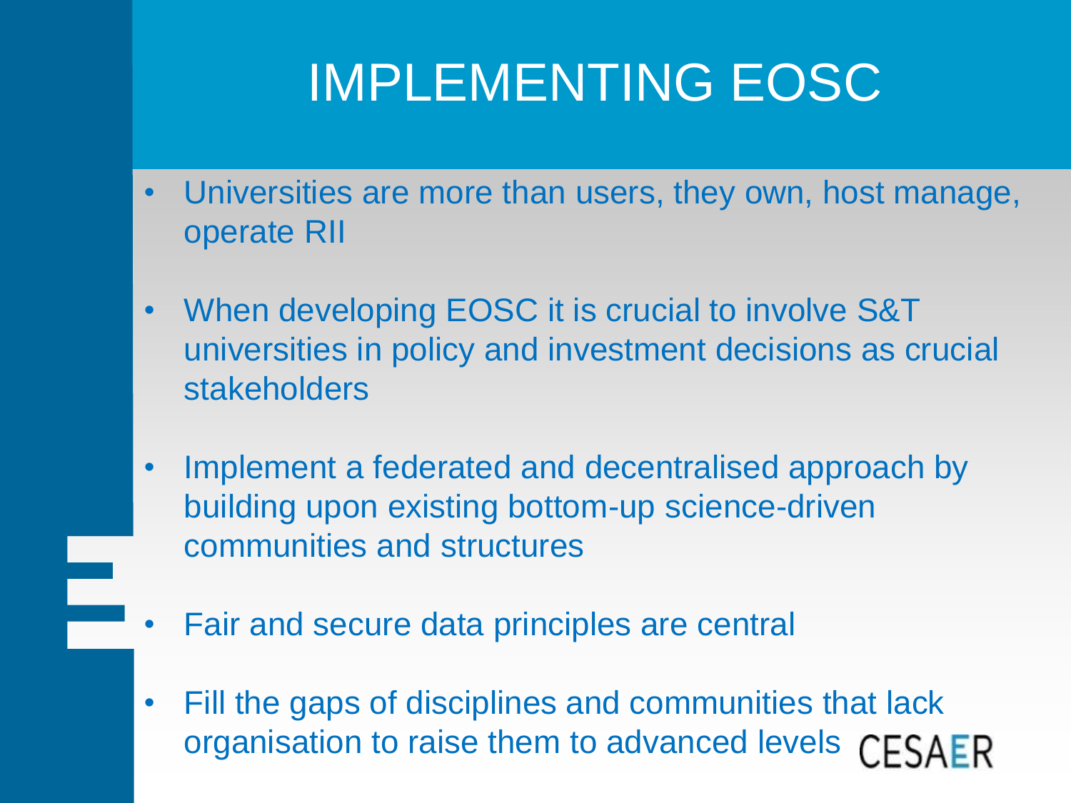# IMPLEMENTING EOSC

- Universities are more than users, they own, host manage, operate RII
- When developing EOSC it is crucial to involve S&T universities in policy and investment decisions as crucial stakeholders
- Implement a federated and decentralised approach by building upon existing bottom-up science-driven communities and structures
- Fair and secure data principles are central
- Fill the gaps of disciplines and communities that lack organisation to raise them to advanced levels

CESAER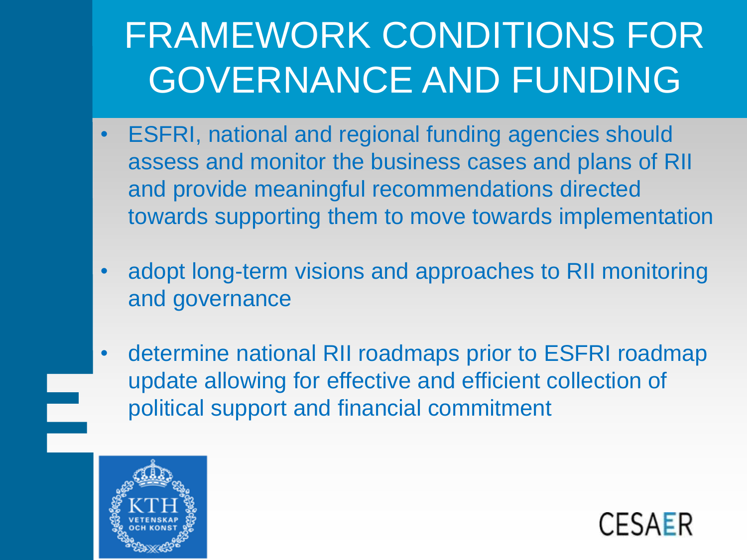# FRAMEWORK CONDITIONS FOR GOVERNANCE AND FUNDING

- ESFRI, national and regional funding agencies should assess and monitor the business cases and plans of RII and provide meaningful recommendations directed towards supporting them to move towards implementation
- adopt long-term visions and approaches to RII monitoring and governance
- determine national RII roadmaps prior to ESFRI roadmap update allowing for effective and efficient collection of political support and financial commitment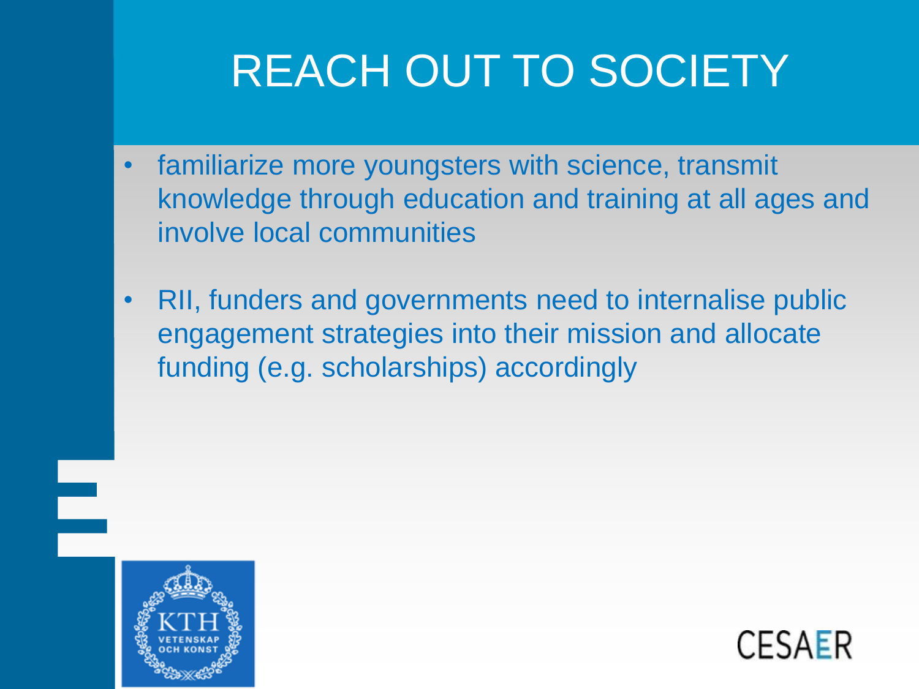# REACH OUT TO SOCIETY

- familiarize more youngsters with science, transmit knowledge through education and training at all ages and involve local communities
- RII, funders and governments need to internalise public engagement strategies into their mission and allocate funding (e.g. scholarships) accordingly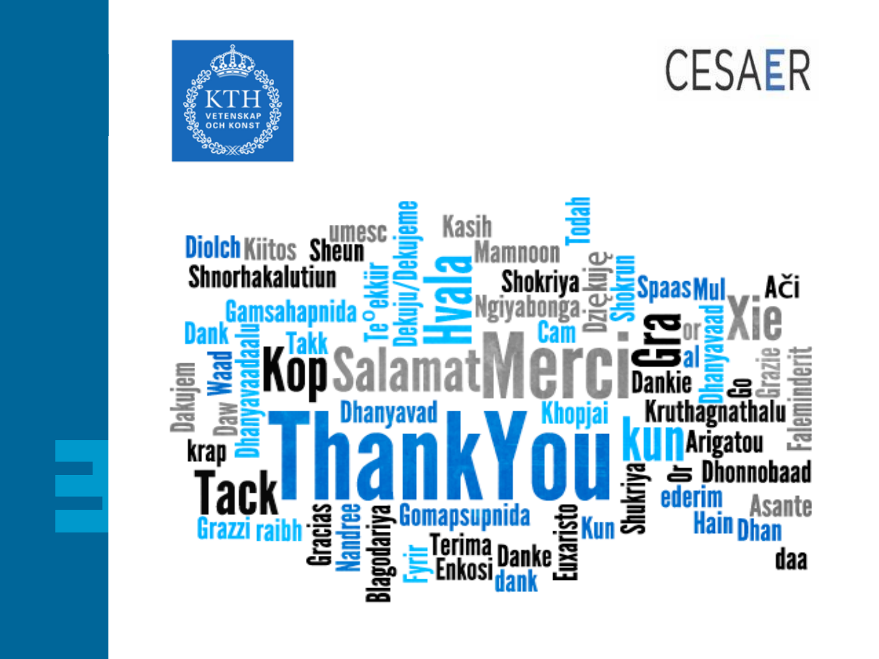KTH VETENSKAP OCH KONST

CESAER

Diolch Kiitos umesc Sheun Kasih Todah Mamnoon

Shnorhakalutiun Te ekkür Dekuju/Dekujeme Hvala Shokriya Dziękuję Shokrun Spaas Mul Ači

Gamsahapnida Ngiyabonga Xie

Dank Takk Cam Gra or al Dhanyavaad Grazie

Dakujem Waad Daw Dhanyavaadaalu Kop Salamat Merci Dankie Go Faleminderit

Dhanyavad Khopjai Kruthagnathalu

krap Thank You kun Arigatou

Tack Or Dhonnobaad

Shukriya ederim Asante

Grazzi raibh Gracias Nandree Blagodariya Gomapsupnida Euxaristo Kun Hain Dhan

Fyrir Terima Enkosi Danke dank daa